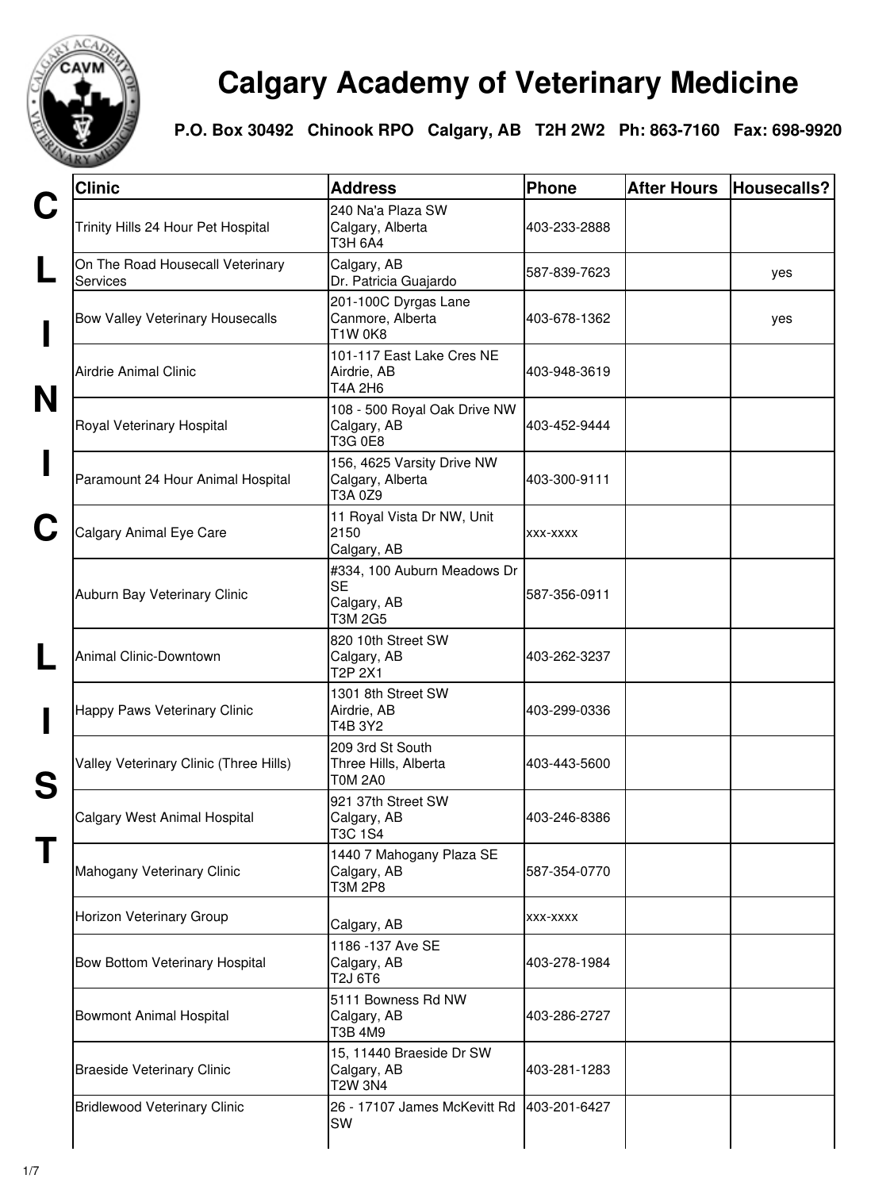# Calgary Academy of Veterinary Medicine

**P.O. Box 30492 Chinook RPO Calgary, AB T2H 2W2 Ph: 863-7160 Fax: 698-9920**

## CLINIC LIST

| Clinic | Address | Phone | After Hours | Housecalls? |
|---|---|---|---|---|
| Trinity Hills 24 Hour Pet Hospital | 240 Na'a Plaza SW<br>Calgary, Alberta<br>T3H 6A4 | 403-233-2888 | | |
| On The Road Housecall Veterinary Services | Calgary, AB<br>Dr. Patricia Guajardo | 587-839-7623 | | yes |
| Bow Valley Veterinary Housecalls | 201-100C Dyrgas Lane<br>Canmore, Alberta<br>T1W 0K8 | 403-678-1362 | | yes |
| Airdrie Animal Clinic | 101-117 East Lake Cres NE<br>Airdrie, AB<br>T4A 2H6 | 403-948-3619 | | |
| Royal Veterinary Hospital | 108 - 500 Royal Oak Drive NW<br>Calgary, AB<br>T3G 0E8 | 403-452-9444 | | |
| Paramount 24 Hour Animal Hospital | 156, 4625 Varsity Drive NW<br>Calgary, Alberta<br>T3A 0Z9 | 403-300-9111 | | |
| Calgary Animal Eye Care | 11 Royal Vista Dr NW, Unit 2150<br>Calgary, AB | xxx-xxxx | | |
| Auburn Bay Veterinary Clinic | #334, 100 Auburn Meadows Dr SE<br>Calgary, AB<br>T3M 2G5 | 587-356-0911 | | |
| Animal Clinic-Downtown | 820 10th Street SW<br>Calgary, AB<br>T2P 2X1 | 403-262-3237 | | |
| Happy Paws Veterinary Clinic | 1301 8th Street SW<br>Airdrie, AB<br>T4B 3Y2 | 403-299-0336 | | |
| Valley Veterinary Clinic (Three Hills) | 209 3rd St South<br>Three Hills, Alberta<br>T0M 2A0 | 403-443-5600 | | |
| Calgary West Animal Hospital | 921 37th Street SW<br>Calgary, AB<br>T3C 1S4 | 403-246-8386 | | |
| Mahogany Veterinary Clinic | 1440 7 Mahogany Plaza SE<br>Calgary, AB<br>T3M 2P8 | 587-354-0770 | | |
| Horizon Veterinary Group | Calgary, AB | xxx-xxxx | | |
| Bow Bottom Veterinary Hospital | 1186 -137 Ave SE<br>Calgary, AB<br>T2J 6T6 | 403-278-1984 | | |
| Bowmont Animal Hospital | 5111 Bowness Rd NW<br>Calgary, AB<br>T3B 4M9 | 403-286-2727 | | |
| Braeside Veterinary Clinic | 15, 11440 Braeside Dr SW<br>Calgary, AB<br>T2W 3N4 | 403-281-1283 | | |
| Bridlewood Veterinary Clinic | 26 - 17107 James McKevitt Rd SW | 403-201-6427 | | |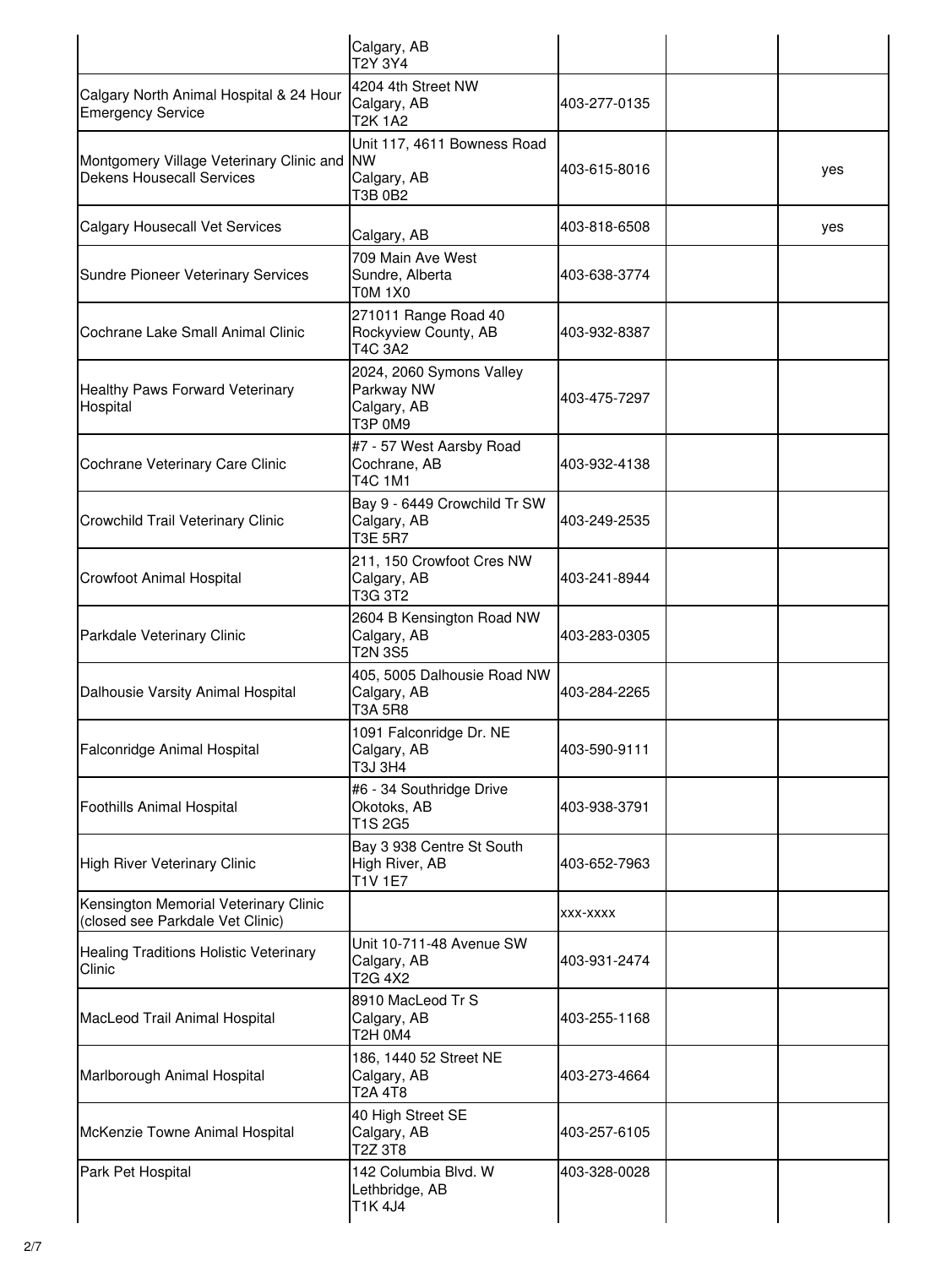| | | | | |
|---|---|---|---|---|
| | Calgary, AB<br>T2Y 3Y4 | | | |
| Calgary North Animal Hospital & 24 Hour Emergency Service | 4204 4th Street NW<br>Calgary, AB<br>T2K 1A2 | 403-277-0135 | | |
| Montgomery Village Veterinary Clinic and Dekens Housecall Services | Unit 117, 4611 Bowness Road NW<br>Calgary, AB<br>T3B 0B2 | 403-615-8016 | | yes |
| Calgary Housecall Vet Services | Calgary, AB | 403-818-6508 | | yes |
| Sundre Pioneer Veterinary Services | 709 Main Ave West<br>Sundre, Alberta<br>T0M 1X0 | 403-638-3774 | | |
| Cochrane Lake Small Animal Clinic | 271011 Range Road 40<br>Rockyview County, AB<br>T4C 3A2 | 403-932-8387 | | |
| Healthy Paws Forward Veterinary Hospital | 2024, 2060 Symons Valley Parkway NW<br>Calgary, AB<br>T3P 0M9 | 403-475-7297 | | |
| Cochrane Veterinary Care Clinic | #7 - 57 West Aarsby Road<br>Cochrane, AB<br>T4C 1M1 | 403-932-4138 | | |
| Crowchild Trail Veterinary Clinic | Bay 9 - 6449 Crowchild Tr SW<br>Calgary, AB<br>T3E 5R7 | 403-249-2535 | | |
| Crowfoot Animal Hospital | 211, 150 Crowfoot Cres NW<br>Calgary, AB<br>T3G 3T2 | 403-241-8944 | | |
| Parkdale Veterinary Clinic | 2604 B Kensington Road NW<br>Calgary, AB<br>T2N 3S5 | 403-283-0305 | | |
| Dalhousie Varsity Animal Hospital | 405, 5005 Dalhousie Road NW<br>Calgary, AB<br>T3A 5R8 | 403-284-2265 | | |
| Falconridge Animal Hospital | 1091 Falconridge Dr. NE<br>Calgary, AB<br>T3J 3H4 | 403-590-9111 | | |
| Foothills Animal Hospital | #6 - 34 Southridge Drive<br>Okotoks, AB<br>T1S 2G5 | 403-938-3791 | | |
| High River Veterinary Clinic | Bay 3 938 Centre St South<br>High River, AB<br>T1V 1E7 | 403-652-7963 | | |
| Kensington Memorial Veterinary Clinic (closed see Parkdale Vet Clinic) | | xxx-xxxx | | |
| Healing Traditions Holistic Veterinary Clinic | Unit 10-711-48 Avenue SW<br>Calgary, AB<br>T2G 4X2 | 403-931-2474 | | |
| MacLeod Trail Animal Hospital | 8910 MacLeod Tr S<br>Calgary, AB<br>T2H 0M4 | 403-255-1168 | | |
| Marlborough Animal Hospital | 186, 1440 52 Street NE<br>Calgary, AB<br>T2A 4T8 | 403-273-4664 | | |
| McKenzie Towne Animal Hospital | 40 High Street SE<br>Calgary, AB<br>T2Z 3T8 | 403-257-6105 | | |
| Park Pet Hospital | 142 Columbia Blvd. W<br>Lethbridge, AB<br>T1K 4J4 | 403-328-0028 | | |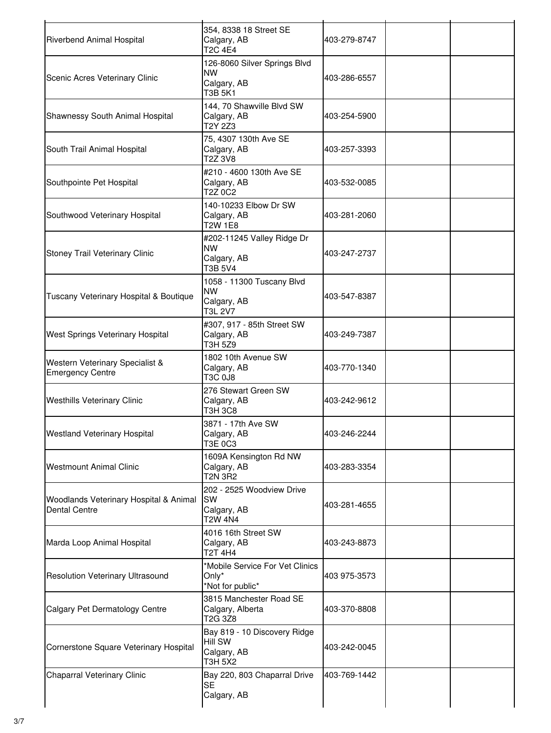| | | | | |
|---|---|---|---|---|
| Riverbend Animal Hospital | 354, 8338 18 Street SE<br>Calgary, AB<br>T2C 4E4 | 403-279-8747 | | |
| Scenic Acres Veterinary Clinic | 126-8060 Silver Springs Blvd NW<br>Calgary, AB<br>T3B 5K1 | 403-286-6557 | | |
| Shawnessy South Animal Hospital | 144, 70 Shawville Blvd SW<br>Calgary, AB<br>T2Y 2Z3 | 403-254-5900 | | |
| South Trail Animal Hospital | 75, 4307 130th Ave SE<br>Calgary, AB<br>T2Z 3V8 | 403-257-3393 | | |
| Southpointe Pet Hospital | #210 - 4600 130th Ave SE<br>Calgary, AB<br>T2Z 0C2 | 403-532-0085 | | |
| Southwood Veterinary Hospital | 140-10233 Elbow Dr SW<br>Calgary, AB<br>T2W 1E8 | 403-281-2060 | | |
| Stoney Trail Veterinary Clinic | #202-11245 Valley Ridge Dr NW<br>Calgary, AB<br>T3B 5V4 | 403-247-2737 | | |
| Tuscany Veterinary Hospital & Boutique | 1058 - 11300 Tuscany Blvd NW<br>Calgary, AB<br>T3L 2V7 | 403-547-8387 | | |
| West Springs Veterinary Hospital | #307, 917 - 85th Street SW<br>Calgary, AB<br>T3H 5Z9 | 403-249-7387 | | |
| Western Veterinary Specialist & Emergency Centre | 1802 10th Avenue SW<br>Calgary, AB<br>T3C 0J8 | 403-770-1340 | | |
| Westhills Veterinary Clinic | 276 Stewart Green SW<br>Calgary, AB<br>T3H 3C8 | 403-242-9612 | | |
| Westland Veterinary Hospital | 3871 - 17th Ave SW<br>Calgary, AB<br>T3E 0C3 | 403-246-2244 | | |
| Westmount Animal Clinic | 1609A Kensington Rd NW<br>Calgary, AB<br>T2N 3R2 | 403-283-3354 | | |
| Woodlands Veterinary Hospital & Animal Dental Centre | 202 - 2525 Woodview Drive SW<br>Calgary, AB<br>T2W 4N4 | 403-281-4655 | | |
| Marda Loop Animal Hospital | 4016 16th Street SW<br>Calgary, AB<br>T2T 4H4 | 403-243-8873 | | |
| Resolution Veterinary Ultrasound | *Mobile Service For Vet Clinics Only*<br>*Not for public* | 403 975-3573 | | |
| Calgary Pet Dermatology Centre | 3815 Manchester Road SE<br>Calgary, Alberta<br>T2G 3Z8 | 403-370-8808 | | |
| Cornerstone Square Veterinary Hospital | Bay 819 - 10 Discovery Ridge Hill SW<br>Calgary, AB<br>T3H 5X2 | 403-242-0045 | | |
| Chaparral Veterinary Clinic | Bay 220, 803 Chaparral Drive SE<br>Calgary, AB | 403-769-1442 | | |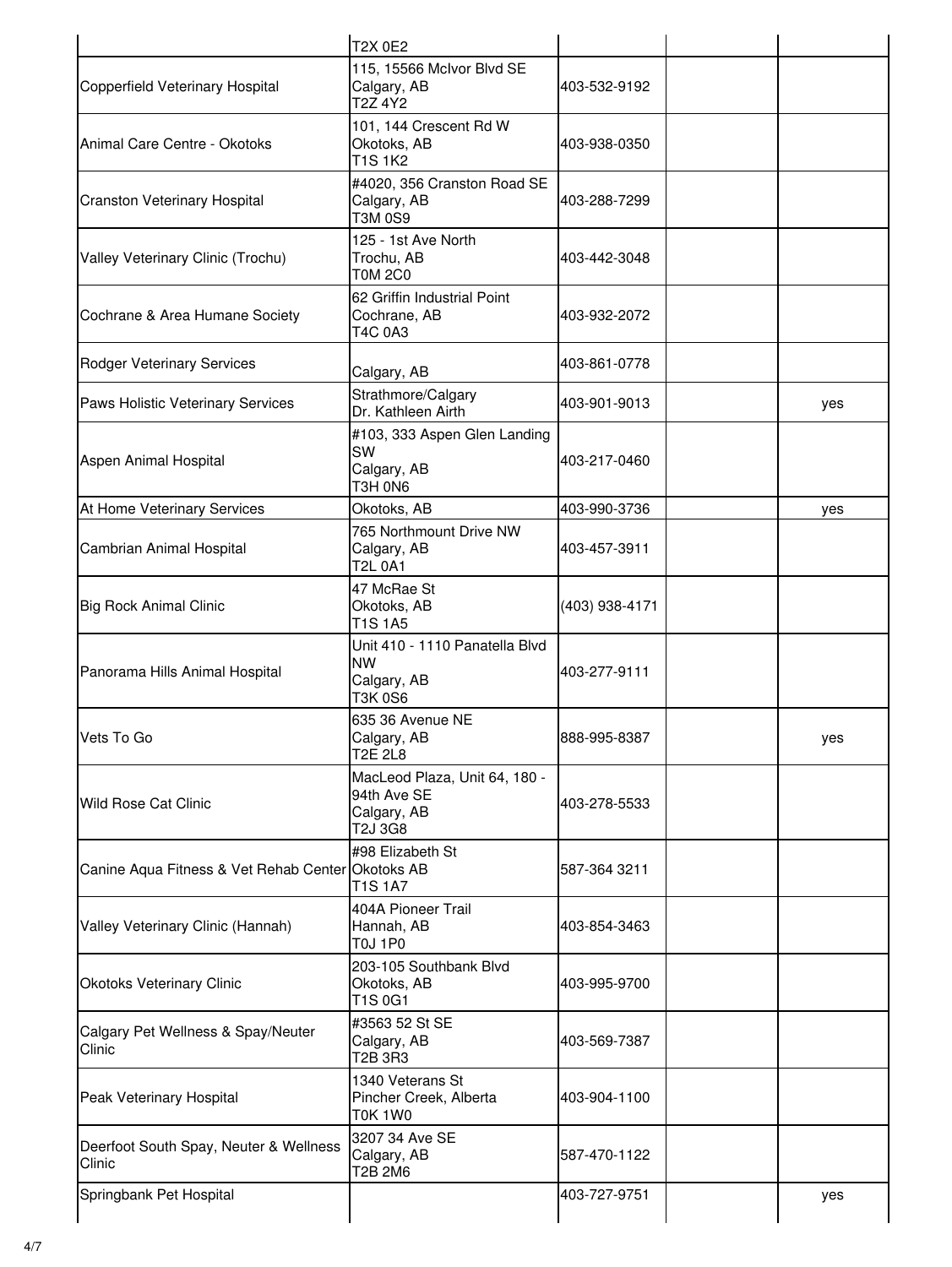| | | | | |
|---|---|---|---|---|
| | T2X 0E2 | | | |
| Copperfield Veterinary Hospital | 115, 15566 McIvor Blvd SE<br>Calgary, AB<br>T2Z 4Y2 | 403-532-9192 | | |
| Animal Care Centre - Okotoks | 101, 144 Crescent Rd W<br>Okotoks, AB<br>T1S 1K2 | 403-938-0350 | | |
| Cranston Veterinary Hospital | #4020, 356 Cranston Road SE<br>Calgary, AB<br>T3M 0S9 | 403-288-7299 | | |
| Valley Veterinary Clinic (Trochu) | 125 - 1st Ave North<br>Trochu, AB<br>T0M 2C0 | 403-442-3048 | | |
| Cochrane & Area Humane Society | 62 Griffin Industrial Point<br>Cochrane, AB<br>T4C 0A3 | 403-932-2072 | | |
| Rodger Veterinary Services | Calgary, AB | 403-861-0778 | | |
| Paws Holistic Veterinary Services | Strathmore/Calgary<br>Dr. Kathleen Airth | 403-901-9013 | | yes |
| Aspen Animal Hospital | #103, 333 Aspen Glen Landing SW<br>Calgary, AB<br>T3H 0N6 | 403-217-0460 | | |
| At Home Veterinary Services | Okotoks, AB | 403-990-3736 | | yes |
| Cambrian Animal Hospital | 765 Northmount Drive NW<br>Calgary, AB<br>T2L 0A1 | 403-457-3911 | | |
| Big Rock Animal Clinic | 47 McRae St<br>Okotoks, AB<br>T1S 1A5 | (403) 938-4171 | | |
| Panorama Hills Animal Hospital | Unit 410 - 1110 Panatella Blvd NW<br>Calgary, AB<br>T3K 0S6 | 403-277-9111 | | |
| Vets To Go | 635 36 Avenue NE<br>Calgary, AB<br>T2E 2L8 | 888-995-8387 | | yes |
| Wild Rose Cat Clinic | MacLeod Plaza, Unit 64, 180 - 94th Ave SE<br>Calgary, AB<br>T2J 3G8 | 403-278-5533 | | |
| Canine Aqua Fitness & Vet Rehab Center | #98 Elizabeth St<br>Okotoks AB<br>T1S 1A7 | 587-364 3211 | | |
| Valley Veterinary Clinic (Hannah) | 404A Pioneer Trail<br>Hannah, AB<br>T0J 1P0 | 403-854-3463 | | |
| Okotoks Veterinary Clinic | 203-105 Southbank Blvd<br>Okotoks, AB<br>T1S 0G1 | 403-995-9700 | | |
| Calgary Pet Wellness & Spay/Neuter Clinic | #3563 52 St SE<br>Calgary, AB<br>T2B 3R3 | 403-569-7387 | | |
| Peak Veterinary Hospital | 1340 Veterans St<br>Pincher Creek, Alberta<br>T0K 1W0 | 403-904-1100 | | |
| Deerfoot South Spay, Neuter & Wellness Clinic | 3207 34 Ave SE<br>Calgary, AB<br>T2B 2M6 | 587-470-1122 | | |
| Springbank Pet Hospital | | 403-727-9751 | | yes |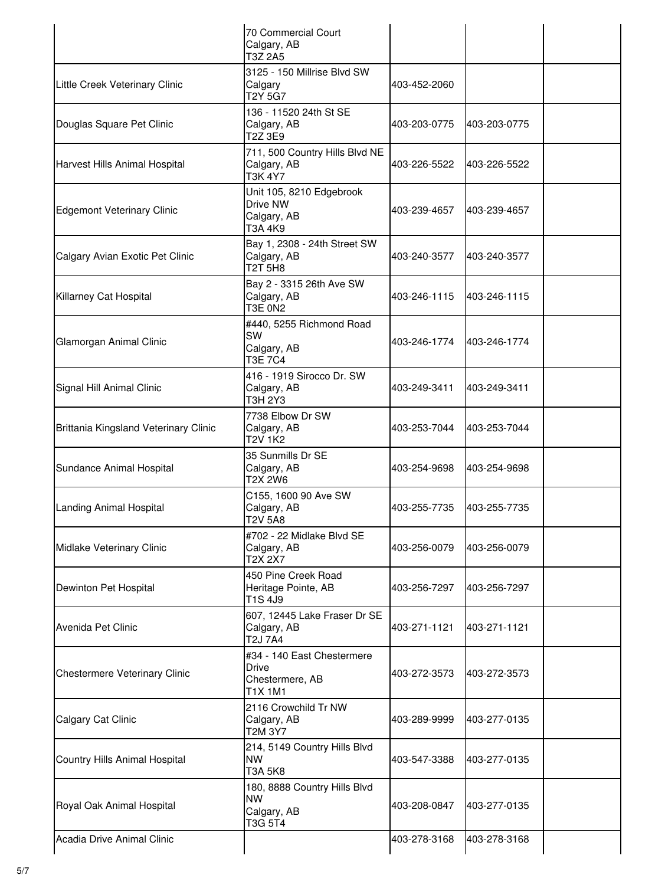| | | | | |
|---|---|---|---|---|
| | 70 Commercial Court<br>Calgary, AB<br>T3Z 2A5 | | | |
| Little Creek Veterinary Clinic | 3125 - 150 Millrise Blvd SW<br>Calgary<br>T2Y 5G7 | 403-452-2060 | | |
| Douglas Square Pet Clinic | 136 - 11520 24th St SE<br>Calgary, AB<br>T2Z 3E9 | 403-203-0775 | 403-203-0775 | |
| Harvest Hills Animal Hospital | 711, 500 Country Hills Blvd NE<br>Calgary, AB<br>T3K 4Y7 | 403-226-5522 | 403-226-5522 | |
| Edgemont Veterinary Clinic | Unit 105, 8210 Edgebrook Drive NW<br>Calgary, AB<br>T3A 4K9 | 403-239-4657 | 403-239-4657 | |
| Calgary Avian Exotic Pet Clinic | Bay 1, 2308 - 24th Street SW<br>Calgary, AB<br>T2T 5H8 | 403-240-3577 | 403-240-3577 | |
| Killarney Cat Hospital | Bay 2 - 3315 26th Ave SW<br>Calgary, AB<br>T3E 0N2 | 403-246-1115 | 403-246-1115 | |
| Glamorgan Animal Clinic | #440, 5255 Richmond Road SW<br>Calgary, AB<br>T3E 7C4 | 403-246-1774 | 403-246-1774 | |
| Signal Hill Animal Clinic | 416 - 1919 Sirocco Dr. SW<br>Calgary, AB<br>T3H 2Y3 | 403-249-3411 | 403-249-3411 | |
| Brittania Kingsland Veterinary Clinic | 7738 Elbow Dr SW<br>Calgary, AB<br>T2V 1K2 | 403-253-7044 | 403-253-7044 | |
| Sundance Animal Hospital | 35 Sunmills Dr SE<br>Calgary, AB<br>T2X 2W6 | 403-254-9698 | 403-254-9698 | |
| Landing Animal Hospital | C155, 1600 90 Ave SW<br>Calgary, AB<br>T2V 5A8 | 403-255-7735 | 403-255-7735 | |
| Midlake Veterinary Clinic | #702 - 22 Midlake Blvd SE<br>Calgary, AB<br>T2X 2X7 | 403-256-0079 | 403-256-0079 | |
| Dewinton Pet Hospital | 450 Pine Creek Road<br>Heritage Pointe, AB<br>T1S 4J9 | 403-256-7297 | 403-256-7297 | |
| Avenida Pet Clinic | 607, 12445 Lake Fraser Dr SE<br>Calgary, AB<br>T2J 7A4 | 403-271-1121 | 403-271-1121 | |
| Chestermere Veterinary Clinic | #34 - 140 East Chestermere Drive<br>Chestermere, AB<br>T1X 1M1 | 403-272-3573 | 403-272-3573 | |
| Calgary Cat Clinic | 2116 Crowchild Tr NW<br>Calgary, AB<br>T2M 3Y7 | 403-289-9999 | 403-277-0135 | |
| Country Hills Animal Hospital | 214, 5149 Country Hills Blvd NW<br>T3A 5K8 | 403-547-3388 | 403-277-0135 | |
| Royal Oak Animal Hospital | 180, 8888 Country Hills Blvd NW<br>Calgary, AB<br>T3G 5T4 | 403-208-0847 | 403-277-0135 | |
| Acadia Drive Animal Clinic | | 403-278-3168 | 403-278-3168 | |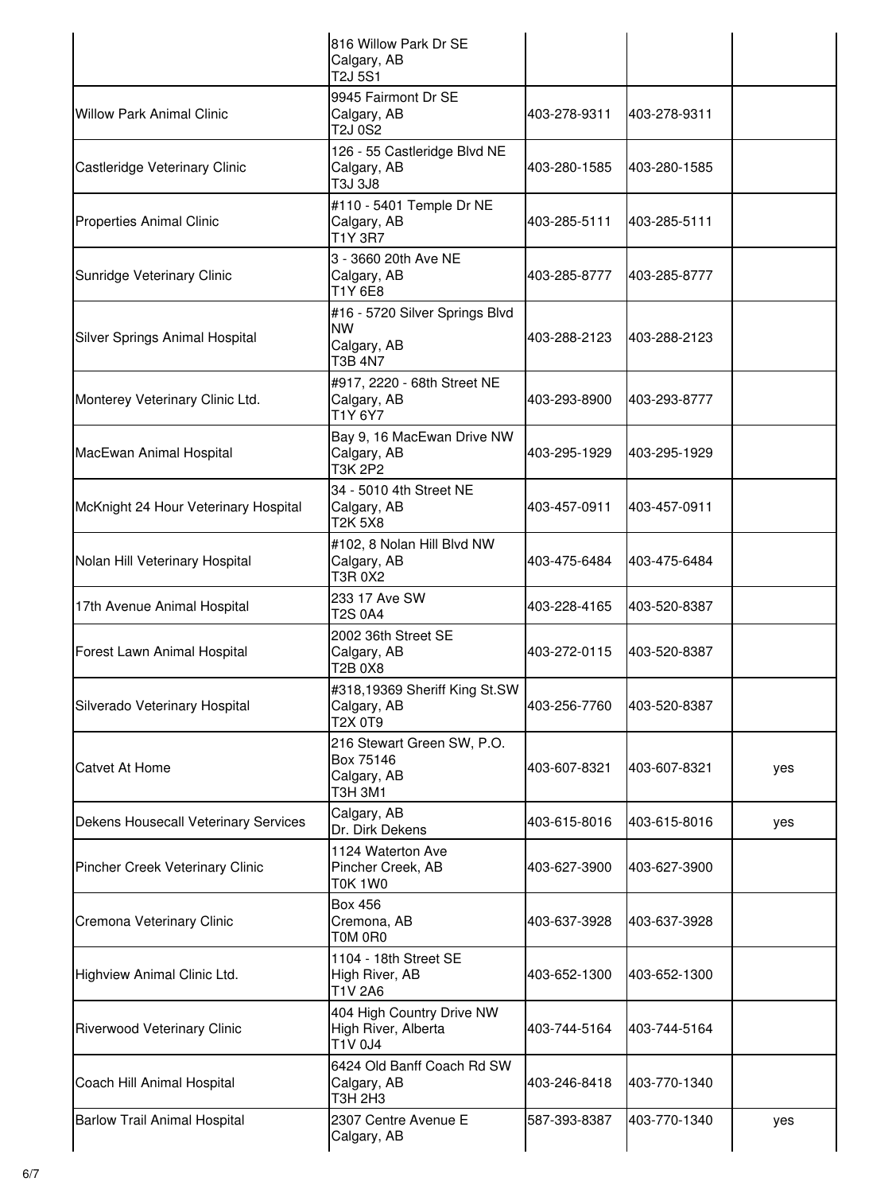| | | | | |
|---|---|---|---|---|
| | 816 Willow Park Dr SE<br>Calgary, AB<br>T2J 5S1 | | | |
| Willow Park Animal Clinic | 9945 Fairmont Dr SE<br>Calgary, AB<br>T2J 0S2 | 403-278-9311 | 403-278-9311 | |
| Castleridge Veterinary Clinic | 126 - 55 Castleridge Blvd NE<br>Calgary, AB<br>T3J 3J8 | 403-280-1585 | 403-280-1585 | |
| Properties Animal Clinic | #110 - 5401 Temple Dr NE<br>Calgary, AB<br>T1Y 3R7 | 403-285-5111 | 403-285-5111 | |
| Sunridge Veterinary Clinic | 3 - 3660 20th Ave NE<br>Calgary, AB<br>T1Y 6E8 | 403-285-8777 | 403-285-8777 | |
| Silver Springs Animal Hospital | #16 - 5720 Silver Springs Blvd NW<br>Calgary, AB<br>T3B 4N7 | 403-288-2123 | 403-288-2123 | |
| Monterey Veterinary Clinic Ltd. | #917, 2220 - 68th Street NE<br>Calgary, AB<br>T1Y 6Y7 | 403-293-8900 | 403-293-8777 | |
| MacEwan Animal Hospital | Bay 9, 16 MacEwan Drive NW<br>Calgary, AB<br>T3K 2P2 | 403-295-1929 | 403-295-1929 | |
| McKnight 24 Hour Veterinary Hospital | 34 - 5010 4th Street NE<br>Calgary, AB<br>T2K 5X8 | 403-457-0911 | 403-457-0911 | |
| Nolan Hill Veterinary Hospital | #102, 8 Nolan Hill Blvd NW<br>Calgary, AB<br>T3R 0X2 | 403-475-6484 | 403-475-6484 | |
| 17th Avenue Animal Hospital | 233 17 Ave SW<br>T2S 0A4 | 403-228-4165 | 403-520-8387 | |
| Forest Lawn Animal Hospital | 2002 36th Street SE<br>Calgary, AB<br>T2B 0X8 | 403-272-0115 | 403-520-8387 | |
| Silverado Veterinary Hospital | #318,19369 Sheriff King St.SW<br>Calgary, AB<br>T2X 0T9 | 403-256-7760 | 403-520-8387 | |
| Catvet At Home | 216 Stewart Green SW, P.O. Box 75146<br>Calgary, AB<br>T3H 3M1 | 403-607-8321 | 403-607-8321 | yes |
| Dekens Housecall Veterinary Services | Calgary, AB<br>Dr. Dirk Dekens | 403-615-8016 | 403-615-8016 | yes |
| Pincher Creek Veterinary Clinic | 1124 Waterton Ave<br>Pincher Creek, AB<br>T0K 1W0 | 403-627-3900 | 403-627-3900 | |
| Cremona Veterinary Clinic | Box 456<br>Cremona, AB<br>T0M 0R0 | 403-637-3928 | 403-637-3928 | |
| Highview Animal Clinic Ltd. | 1104 - 18th Street SE<br>High River, AB<br>T1V 2A6 | 403-652-1300 | 403-652-1300 | |
| Riverwood Veterinary Clinic | 404 High Country Drive NW<br>High River, Alberta<br>T1V 0J4 | 403-744-5164 | 403-744-5164 | |
| Coach Hill Animal Hospital | 6424 Old Banff Coach Rd SW<br>Calgary, AB<br>T3H 2H3 | 403-246-8418 | 403-770-1340 | |
| Barlow Trail Animal Hospital | 2307 Centre Avenue E<br>Calgary, AB | 587-393-8387 | 403-770-1340 | yes |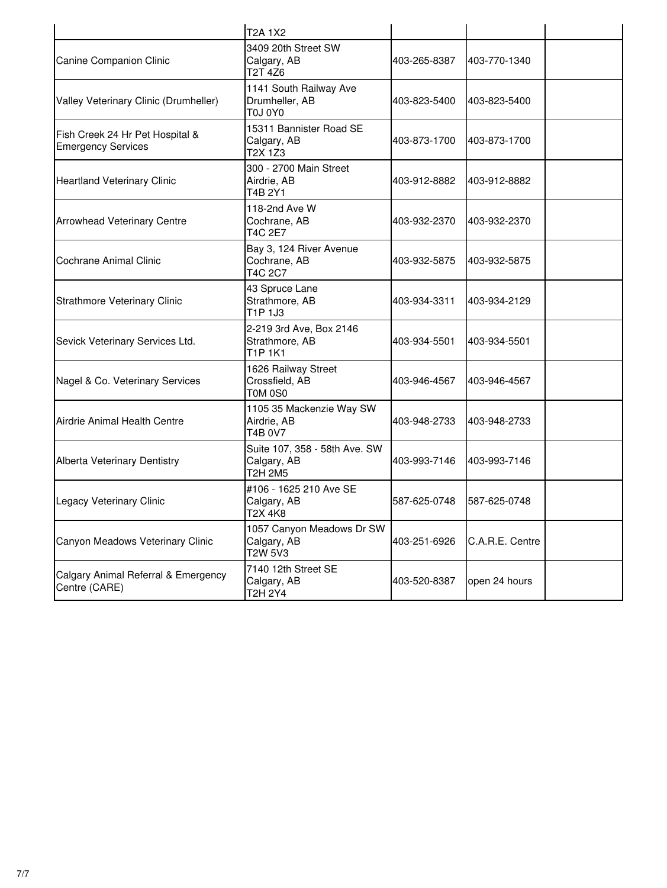| | | | | |
|---|---|---|---|---|
| | T2A 1X2 | | | |
| Canine Companion Clinic | 3409 20th Street SW<br>Calgary, AB<br>T2T 4Z6 | 403-265-8387 | 403-770-1340 | |
| Valley Veterinary Clinic (Drumheller) | 1141 South Railway Ave<br>Drumheller, AB<br>T0J 0Y0 | 403-823-5400 | 403-823-5400 | |
| Fish Creek 24 Hr Pet Hospital & Emergency Services | 15311 Bannister Road SE<br>Calgary, AB<br>T2X 1Z3 | 403-873-1700 | 403-873-1700 | |
| Heartland Veterinary Clinic | 300 - 2700 Main Street<br>Airdrie, AB<br>T4B 2Y1 | 403-912-8882 | 403-912-8882 | |
| Arrowhead Veterinary Centre | 118-2nd Ave W<br>Cochrane, AB<br>T4C 2E7 | 403-932-2370 | 403-932-2370 | |
| Cochrane Animal Clinic | Bay 3, 124 River Avenue<br>Cochrane, AB<br>T4C 2C7 | 403-932-5875 | 403-932-5875 | |
| Strathmore Veterinary Clinic | 43 Spruce Lane<br>Strathmore, AB<br>T1P 1J3 | 403-934-3311 | 403-934-2129 | |
| Sevick Veterinary Services Ltd. | 2-219 3rd Ave, Box 2146<br>Strathmore, AB<br>T1P 1K1 | 403-934-5501 | 403-934-5501 | |
| Nagel & Co. Veterinary Services | 1626 Railway Street<br>Crossfield, AB<br>T0M 0S0 | 403-946-4567 | 403-946-4567 | |
| Airdrie Animal Health Centre | 1105 35 Mackenzie Way SW<br>Airdrie, AB<br>T4B 0V7 | 403-948-2733 | 403-948-2733 | |
| Alberta Veterinary Dentistry | Suite 107, 358 - 58th Ave. SW<br>Calgary, AB<br>T2H 2M5 | 403-993-7146 | 403-993-7146 | |
| Legacy Veterinary Clinic | #106 - 1625 210 Ave SE<br>Calgary, AB<br>T2X 4K8 | 587-625-0748 | 587-625-0748 | |
| Canyon Meadows Veterinary Clinic | 1057 Canyon Meadows Dr SW<br>Calgary, AB<br>T2W 5V3 | 403-251-6926 | C.A.R.E. Centre | |
| Calgary Animal Referral & Emergency Centre (CARE) | 7140 12th Street SE<br>Calgary, AB<br>T2H 2Y4 | 403-520-8387 | open 24 hours | |